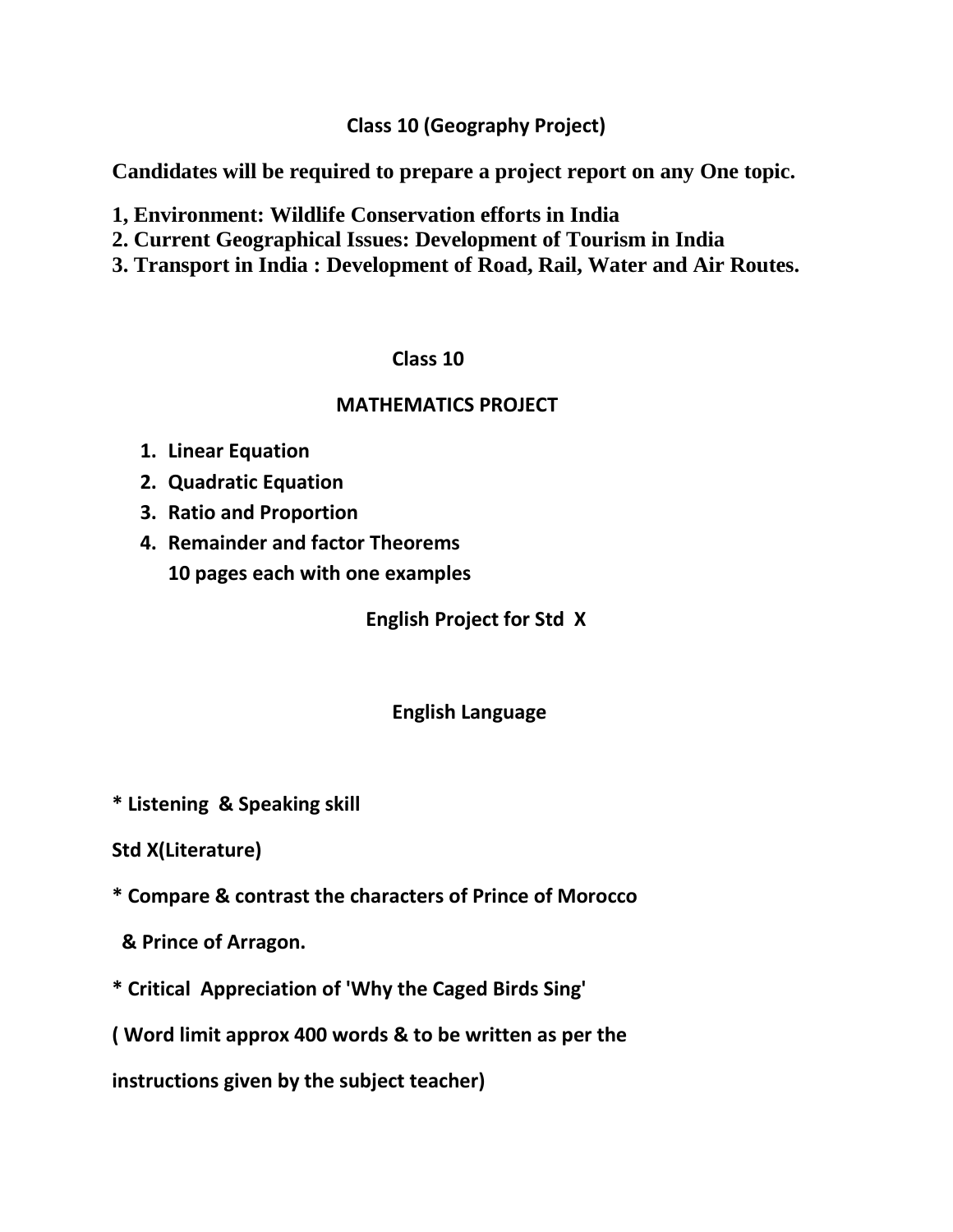## Class 10 (Geography Project)

**Candidates will be required to prepare a project report on any One topic.**

**1, Environment: Wildlife Conservation efforts in India**
**2. Current Geographical Issues: Development of Tourism in India**
**3. Transport in India : Development of Road, Rail, Water and Air Routes.**

## Class 10

## MATHEMATICS PROJECT

1. **Linear Equation**
2. **Quadratic Equation**
3. **Ratio and Proportion**
4. **Remainder and factor Theorems**
   **10 pages each with one examples**

## English Project for Std X

### English Language

**\* Listening & Speaking skill**

**Std X(Literature)**

**\* Compare & contrast the characters of Prince of Morocco & Prince of Arragon.**

**\* Critical Appreciation of 'Why the Caged Birds Sing'**

**( Word limit approx 400 words & to be written as per the instructions given by the subject teacher)**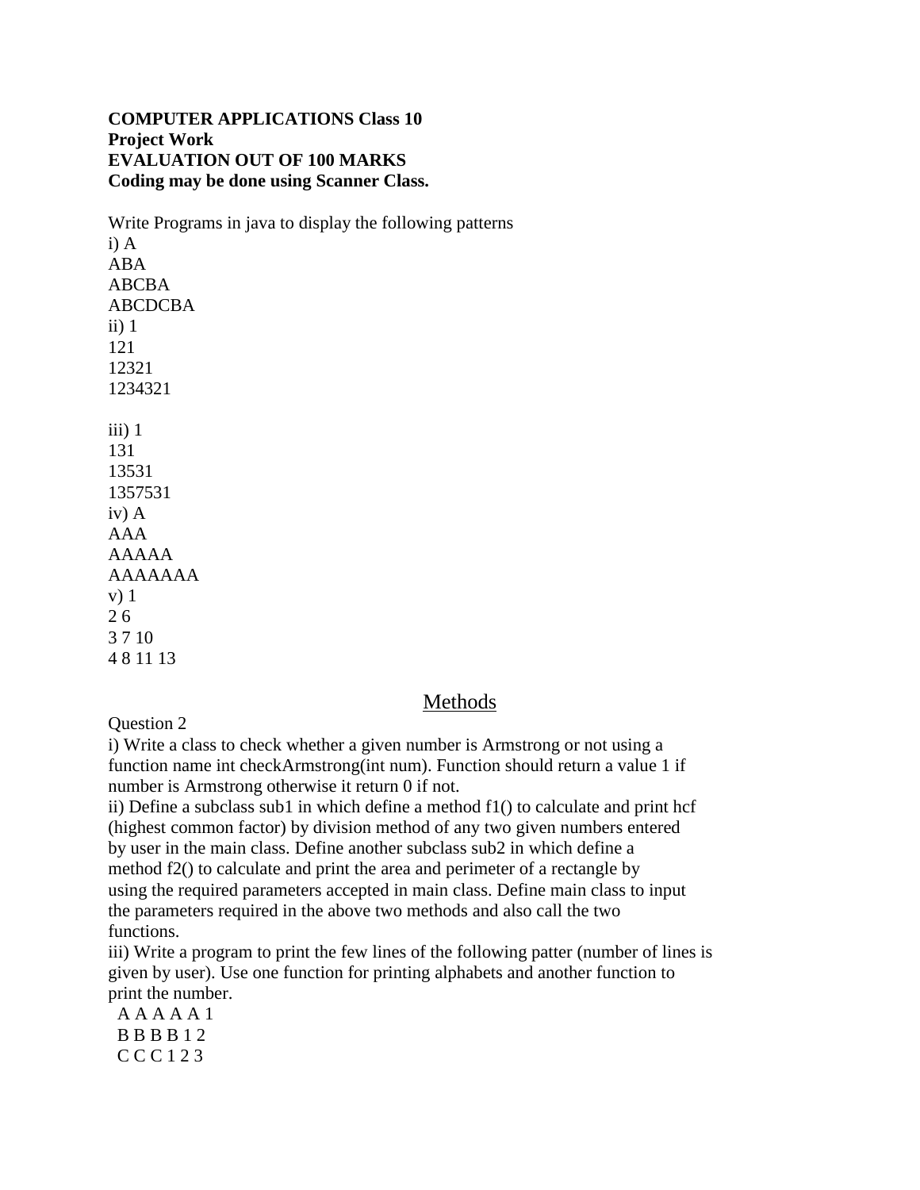**COMPUTER APPLICATIONS Class 10**
**Project Work**
**EVALUATION OUT OF 100 MARKS**
**Coding may be done using Scanner Class.**

Write Programs in java to display the following patterns

i) A
ABA
ABCBA
ABCDCBA

ii) 1
121
12321
1234321

iii) 1
131
13531
1357531

iv) A
AAA
AAAAA
AAAAAAA

v) 1
2 6
3 7 10
4 8 11 13

## Methods

Question 2

i) Write a class to check whether a given number is Armstrong or not using a function name int checkArmstrong(int num). Function should return a value 1 if number is Armstrong otherwise it return 0 if not.

ii) Define a subclass sub1 in which define a method f1() to calculate and print hcf (highest common factor) by division method of any two given numbers entered by user in the main class. Define another subclass sub2 in which define a method f2() to calculate and print the area and perimeter of a rectangle by using the required parameters accepted in main class. Define main class to input the parameters required in the above two methods and also call the two functions.

iii) Write a program to print the few lines of the following patter (number of lines is given by user). Use one function for printing alphabets and another function to print the number.

```
A A A A A 1
B B B B 1 2
C C C 1 2 3
```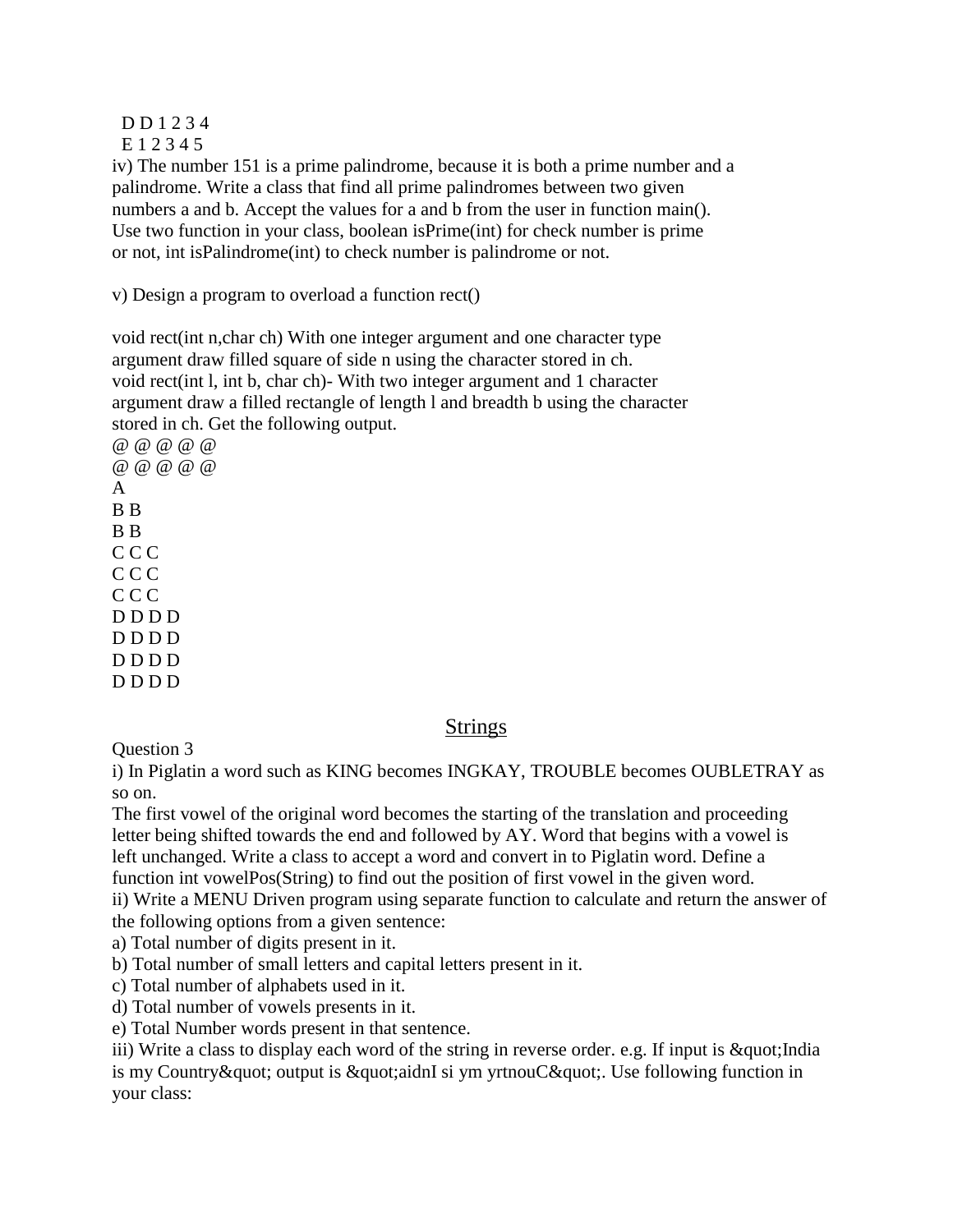D D 1 2 3 4
E 1 2 3 4 5

iv) The number 151 is a prime palindrome, because it is both a prime number and a palindrome. Write a class that find all prime palindromes between two given numbers a and b. Accept the values for a and b from the user in function main(). Use two function in your class, boolean isPrime(int) for check number is prime or not, int isPalindrome(int) to check number is palindrome or not.

v) Design a program to overload a function rect()

void rect(int n,char ch) With one integer argument and one character type argument draw filled square of side n using the character stored in ch.
void rect(int l, int b, char ch)- With two integer argument and 1 character argument draw a filled rectangle of length l and breadth b using the character stored in ch. Get the following output.

```
@ @ @ @ @
@ @ @ @ @
A
B B
B B
C C C
C C C
C C C
D D D D
D D D D
D D D D
D D D D
```

## Strings

Question 3

i) In Piglatin a word such as KING becomes INGKAY, TROUBLE becomes OUBLETRAY as so on.
The first vowel of the original word becomes the starting of the translation and proceeding letter being shifted towards the end and followed by AY. Word that begins with a vowel is left unchanged. Write a class to accept a word and convert in to Piglatin word. Define a function int vowelPos(String) to find out the position of first vowel in the given word.

ii) Write a MENU Driven program using separate function to calculate and return the answer of the following options from a given sentence:
a) Total number of digits present in it.
b) Total number of small letters and capital letters present in it.
c) Total number of alphabets used in it.
d) Total number of vowels presents in it.
e) Total Number words present in that sentence.

iii) Write a class to display each word of the string in reverse order. e.g. If input is &quot;India is my Country&quot; output is &quot;aidnI si ym yrtnouC&quot;. Use following function in your class: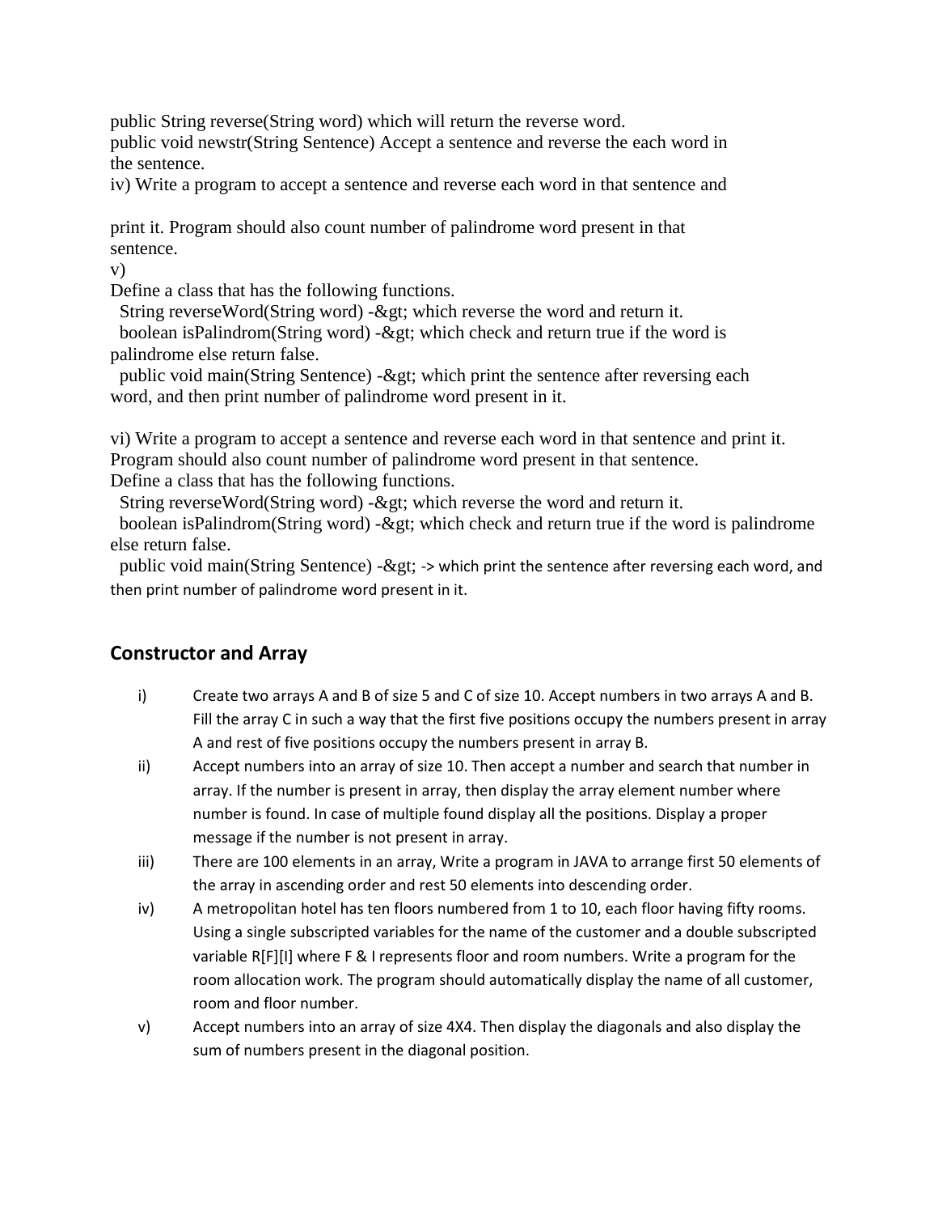public String reverse(String word) which will return the reverse word.
public void newstr(String Sentence) Accept a sentence and reverse the each word in the sentence.
iv) Write a program to accept a sentence and reverse each word in that sentence and

print it. Program should also count number of palindrome word present in that sentence.
v)
Define a class that has the following functions.
 String reverseWord(String word) -&gt; which reverse the word and return it.
 boolean isPalindrom(String word) -&gt; which check and return true if the word is palindrome else return false.
 public void main(String Sentence) -&gt; which print the sentence after reversing each word, and then print number of palindrome word present in it.

vi) Write a program to accept a sentence and reverse each word in that sentence and print it. Program should also count number of palindrome word present in that sentence.
Define a class that has the following functions.
 String reverseWord(String word) -&gt; which reverse the word and return it.
 boolean isPalindrom(String word) -&gt; which check and return true if the word is palindrome else return false.
 public void main(String Sentence) -&gt; -> which print the sentence after reversing each word, and then print number of palindrome word present in it.

## Constructor and Array

i) Create two arrays A and B of size 5 and C of size 10. Accept numbers in two arrays A and B. Fill the array C in such a way that the first five positions occupy the numbers present in array A and rest of five positions occupy the numbers present in array B.

ii) Accept numbers into an array of size 10. Then accept a number and search that number in array. If the number is present in array, then display the array element number where number is found. In case of multiple found display all the positions. Display a proper message if the number is not present in array.

iii) There are 100 elements in an array, Write a program in JAVA to arrange first 50 elements of the array in ascending order and rest 50 elements into descending order.

iv) A metropolitan hotel has ten floors numbered from 1 to 10, each floor having fifty rooms. Using a single subscripted variables for the name of the customer and a double subscripted variable R[F][I] where F & I represents floor and room numbers. Write a program for the room allocation work. The program should automatically display the name of all customer, room and floor number.

v) Accept numbers into an array of size 4X4. Then display the diagonals and also display the sum of numbers present in the diagonal position.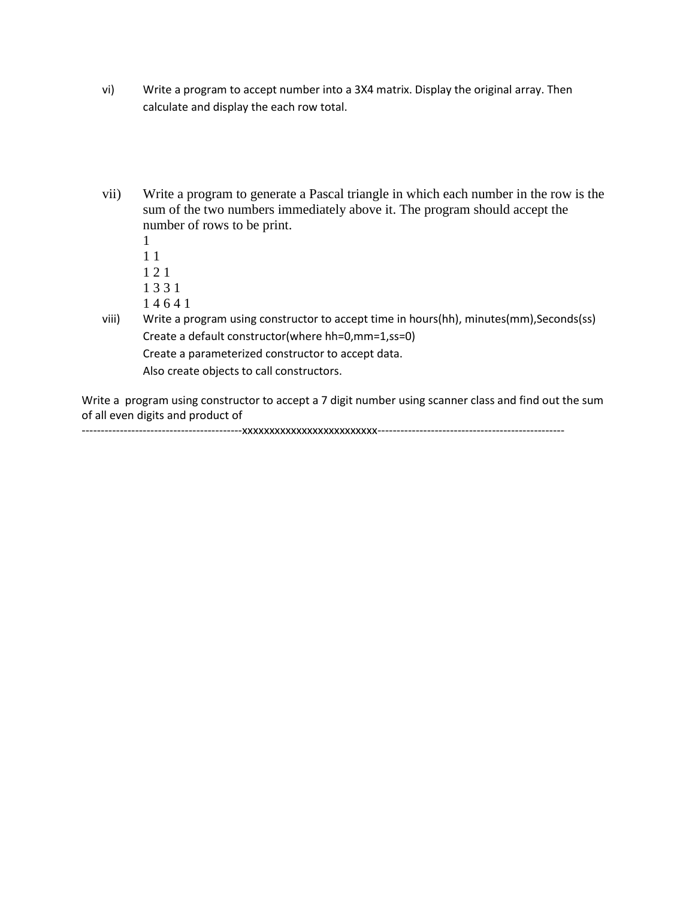vi) Write a program to accept number into a 3X4 matrix. Display the original array. Then calculate and display the each row total.

vii) Write a program to generate a Pascal triangle in which each number in the row is the sum of the two numbers immediately above it. The program should accept the number of rows to be print.

1
1 1
1 2 1
1 3 3 1
1 4 6 4 1

viii) Write a program using constructor to accept time in hours(hh), minutes(mm),Seconds(ss)
Create a default constructor(where hh=0,mm=1,ss=0)
Create a parameterized constructor to accept data.
Also create objects to call constructors.

Write a program using constructor to accept a 7 digit number using scanner class and find out the sum of all even digits and product of

-----------------------------------------xxxxxxxxxxxxxxxxxxxxxxxxx-------------------------------------------------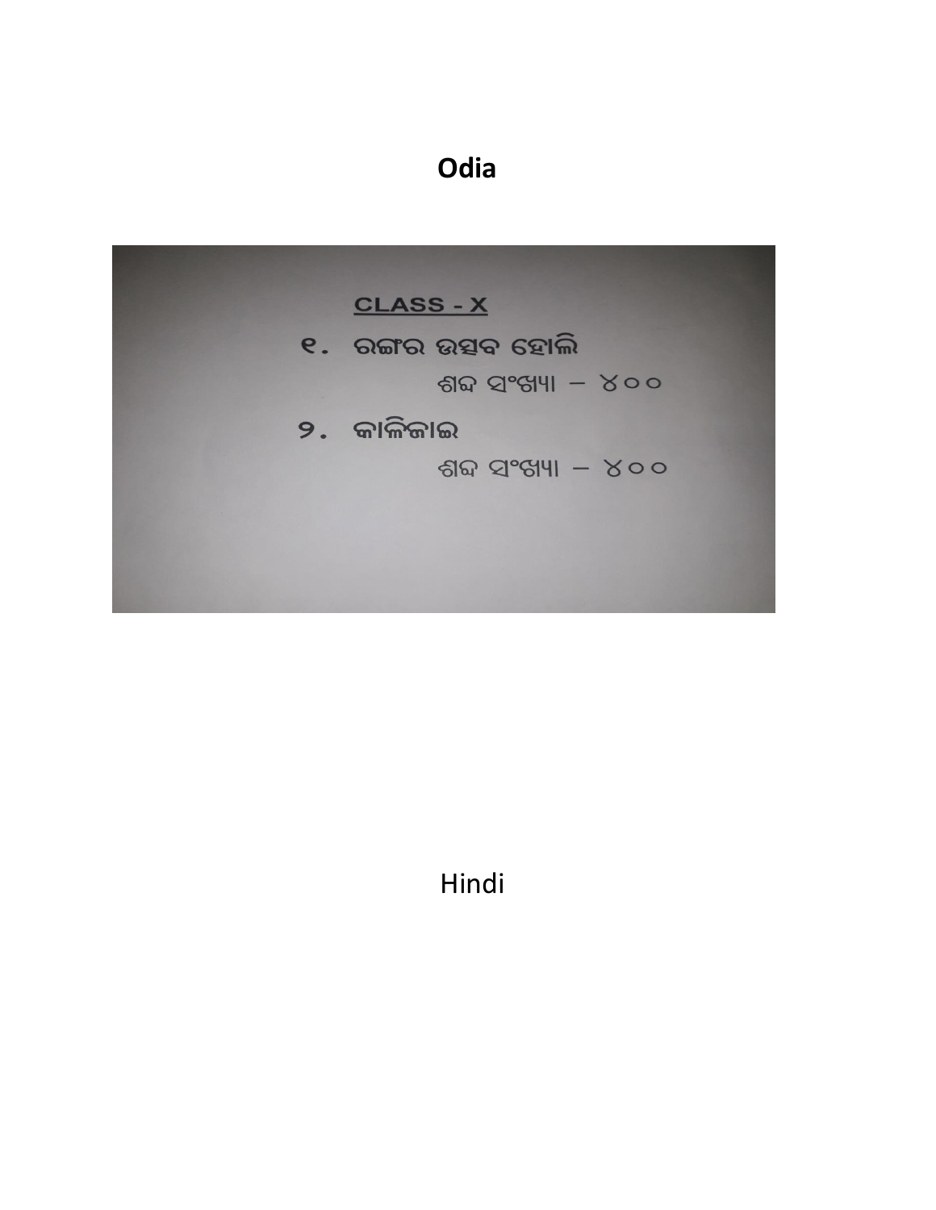**Odia**

**CLASS - X**

୧. ରଙ୍ଗର ଉତ୍ସବ ହୋଲି

ଶବ୍ଦ ସଂଖ୍ୟା – ୪୦୦

୨. କାଳିଜାଇ

ଶବ୍ଦ ସଂଖ୍ୟା – ୪୦୦

Hindi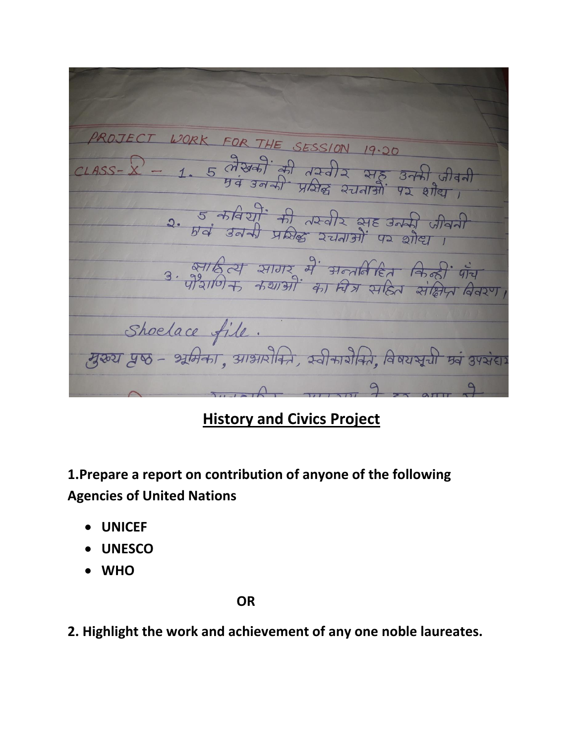PROJECT WORK FOR THE SESSION 19-20

CLASS- X – 1. 5 लेखकों की तस्वीर सह उनकी जीवनी एवं उनकी प्रसिद्ध रचनाओं पर शोध।

2. 5 कवियों की तस्वीर सह उनकी जीवनी एवं उनकी प्रसिद्ध रचनाओं पर शोध।

3. साहित्य सागर में अन्तर्निहित किन्हीं पाँच पौराणिक कथाओं का चित्र सहित संक्षिप्त विवरण।

Shoelace file.

मुख्य पृष्ठ – भूमिका, आभारोक्ति, स्वीकारोक्ति, विषयसूची एवं उपसंहार

## History and Civics Project

**1.Prepare a report on contribution of anyone of the following Agencies of United Nations**

- **UNICEF**
- **UNESCO**
- **WHO**

**OR**

**2. Highlight the work and achievement of any one noble laureates.**